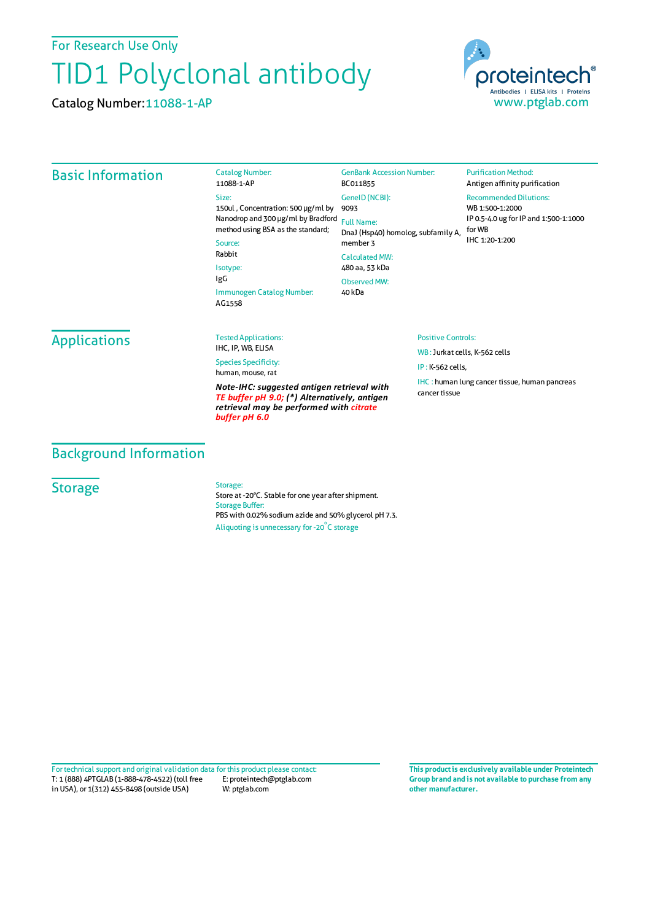For Research Use Only

# TID1 Polyclonal antibody

Catalog Number: 11088-1-AP

proteintech®
Antibodies | ELISA kits | Proteins
www.ptglab.com

## Basic Information

**Catalog Number:**
11088-1-AP

**Size:**
150ul , Concentration: 500 μg/ml by Nanodrop and 300 μg/ml by Bradford method using BSA as the standard;

**Source:**
Rabbit

**Isotype:**
IgG

**Immunogen Catalog Number:**
AG1558

**GenBank Accession Number:**
BC011855

**GeneID (NCBI):**
9093

**Full Name:**
DnaJ (Hsp40) homolog, subfamily A, member 3

**Calculated MW:**
480 aa, 53 kDa

**Observed MW:**
40 kDa

**Purification Method:**
Antigen affinity purification

**Recommended Dilutions:**
WB 1:500-1:2000
IP 0.5-4.0 ug for IP and 1:500-1:1000 for WB
IHC 1:20-1:200

## Applications

**Tested Applications:**
IHC, IP, WB, ELISA

**Species Specificity:**
human, mouse, rat

***Note-IHC: suggested antigen retrieval with TE buffer pH 9.0; (\*) Alternatively, antigen retrieval may be performed with citrate buffer pH 6.0***

**Positive Controls:**

WB : Jurkat cells, K-562 cells

IP : K-562 cells,

IHC : human lung cancer tissue, human pancreas cancer tissue

## Background Information

## Storage

**Storage:**
Store at -20°C. Stable for one year after shipment.

**Storage Buffer:**
PBS with 0.02% sodium azide and 50% glycerol pH 7.3.

Aliquoting is unnecessary for -20°C storage

For technical support and original validation data for this product please contact:
T: 1 (888) 4PTGLAB (1-888-478-4522) (toll free in USA), or 1(312) 455-8498 (outside USA)
E: proteintech@ptglab.com
W: ptglab.com

**This product is exclusively available under Proteintech Group brand and is not available to purchase from any other manufacturer.**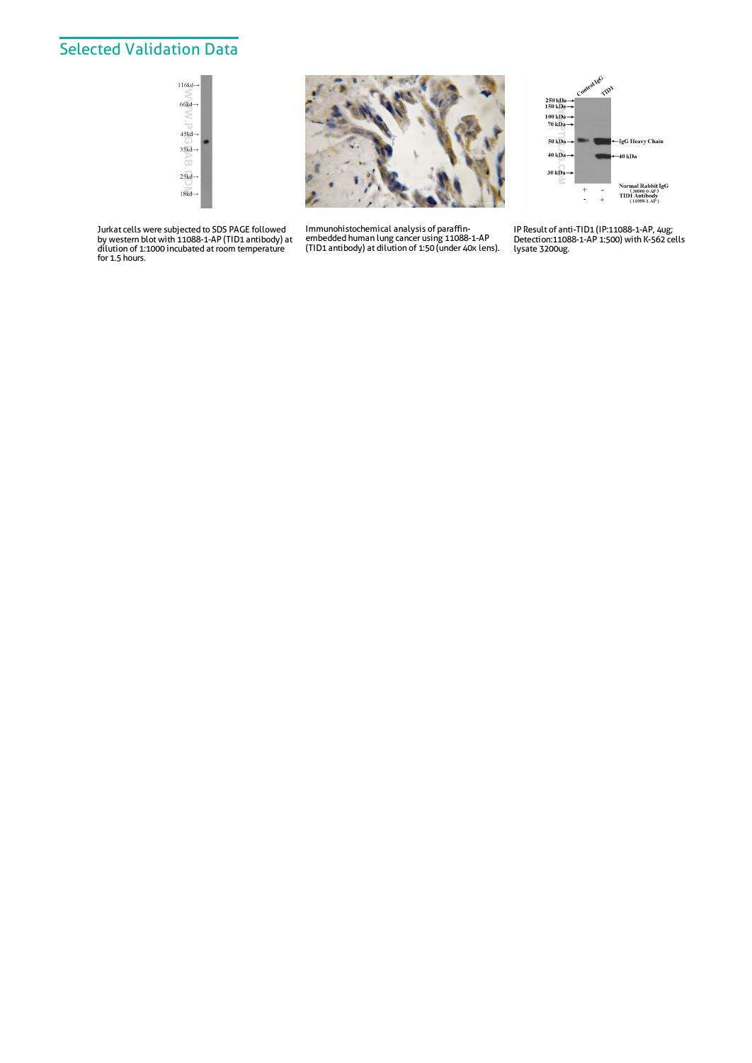## Selected Validation Data

Jurkat cells were subjected to SDS PAGE followed by western blot with 11088-1-AP (TID1 antibody) at dilution of 1:1000 incubated at room temperature for 1.5 hours.

Immunohistochemical analysis of paraffin-embedded human lung cancer using 11088-1-AP (TID1 antibody) at dilution of 1:50 (under 40x lens).

IP Result of anti-TID1 (IP:11088-1-AP, 4ug; Detection:11088-1-AP 1:500) with K-562 cells lysate 3200ug.